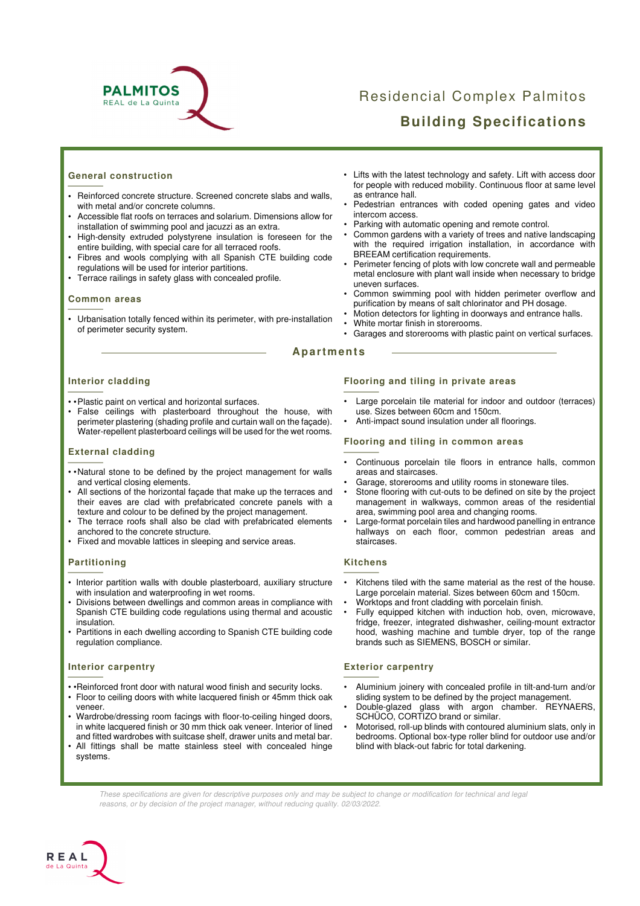PALMITOS
REAL de La Quinta

# Residencial Complex Palmitos

## Building Specifications

### General construction

- Reinforced concrete structure. Screened concrete slabs and walls, with metal and/or concrete columns.
- Accessible flat roofs on terraces and solarium. Dimensions allow for installation of swimming pool and jacuzzi as an extra.
- High-density extruded polystyrene insulation is foreseen for the entire building, with special care for all terraced roofs.
- Fibres and wools complying with all Spanish CTE building code regulations will be used for interior partitions.
- Terrace railings in safety glass with concealed profile.

### Common areas

- Urbanisation totally fenced within its perimeter, with pre-installation of perimeter security system.
- Lifts with the latest technology and safety. Lift with access door for people with reduced mobility. Continuous floor at same level as entrance hall.
- Pedestrian entrances with coded opening gates and video intercom access.
- Parking with automatic opening and remote control.
- Common gardens with a variety of trees and native landscaping with the required irrigation installation, in accordance with BREEAM certification requirements.
- Perimeter fencing of plots with low concrete wall and permeable metal enclosure with plant wall inside when necessary to bridge uneven surfaces.
- Common swimming pool with hidden perimeter overflow and purification by means of salt chlorinator and PH dosage.
- Motion detectors for lighting in doorways and entrance halls.
- White mortar finish in storerooms.
- Garages and storerooms with plastic paint on vertical surfaces.

## Apartments

### Interior cladding

- •Plastic paint on vertical and horizontal surfaces.
- False ceilings with plasterboard throughout the house, with perimeter plastering (shading profile and curtain wall on the façade). Water-repellent plasterboard ceilings will be used for the wet rooms.

### External cladding

- •Natural stone to be defined by the project management for walls and vertical closing elements.
- All sections of the horizontal façade that make up the terraces and their eaves are clad with prefabricated concrete panels with a texture and colour to be defined by the project management.
- The terrace roofs shall also be clad with prefabricated elements anchored to the concrete structure.
- Fixed and movable lattices in sleeping and service areas.

### Partitioning

- Interior partition walls with double plasterboard, auxiliary structure with insulation and waterproofing in wet rooms.
- Divisions between dwellings and common areas in compliance with Spanish CTE building code regulations using thermal and acoustic insulation.
- Partitions in each dwelling according to Spanish CTE building code regulation compliance.

### Interior carpentry

- •Reinforced front door with natural wood finish and security locks.
- Floor to ceiling doors with white lacquered finish or 45mm thick oak veneer.
- Wardrobe/dressing room facings with floor-to-ceiling hinged doors, in white lacquered finish or 30 mm thick oak veneer. Interior of lined and fitted wardrobes with suitcase shelf, drawer units and metal bar.
- All fittings shall be matte stainless steel with concealed hinge systems.

### Flooring and tiling in private areas

- Large porcelain tile material for indoor and outdoor (terraces) use. Sizes between 60cm and 150cm.
- Anti-impact sound insulation under all floorings.

### Flooring and tiling in common areas

- Continuous porcelain tile floors in entrance halls, common areas and staircases.
- Garage, storerooms and utility rooms in stoneware tiles.
- Stone flooring with cut-outs to be defined on site by the project management in walkways, common areas of the residential area, swimming pool area and changing rooms.
- Large-format porcelain tiles and hardwood panelling in entrance hallways on each floor, common pedestrian areas and staircases.

### Kitchens

- Kitchens tiled with the same material as the rest of the house. Large porcelain material. Sizes between 60cm and 150cm.
- Worktops and front cladding with porcelain finish.
- Fully equipped kitchen with induction hob, oven, microwave, fridge, freezer, integrated dishwasher, ceiling-mount extractor hood, washing machine and tumble dryer, top of the range brands such as SIEMENS, BOSCH or similar.

### Exterior carpentry

- Aluminium joinery with concealed profile in tilt-and-turn and/or sliding system to be defined by the project management.
- Double-glazed glass with argon chamber. REYNAERS, SCHÜCO, CORTIZO brand or similar.
- Motorised, roll-up blinds with contoured aluminium slats, only in bedrooms. Optional box-type roller blind for outdoor use and/or blind with black-out fabric for total darkening.

*These specifications are given for descriptive purposes only and may be subject to change or modification for technical and legal reasons, or by decision of the project manager, without reducing quality. 02/03/2022.*

REAL
de La Quinta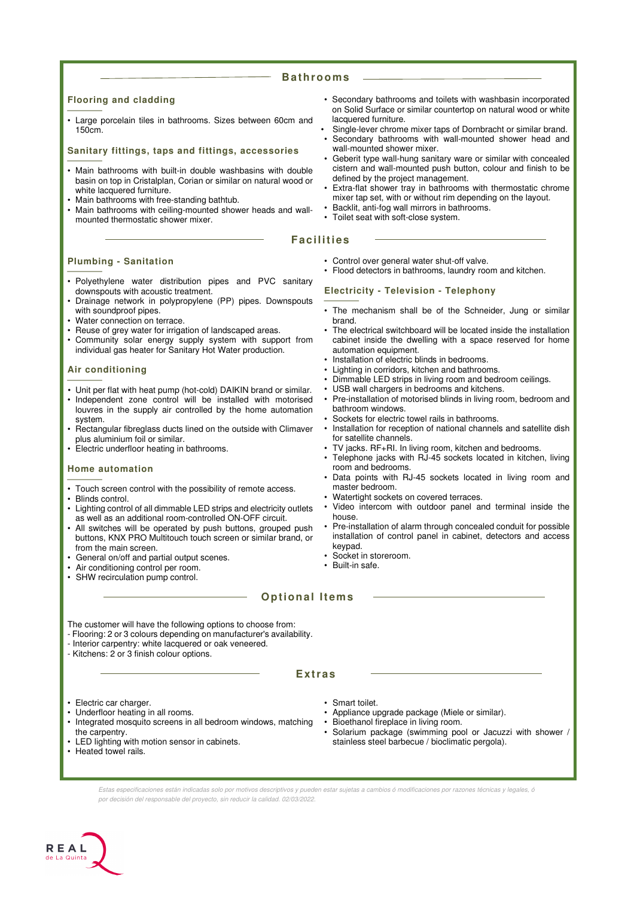## Bathrooms

### Flooring and cladding

- Large porcelain tiles in bathrooms. Sizes between 60cm and 150cm.

### Sanitary fittings, taps and fittings, accessories

- Main bathrooms with built-in double washbasins with double basin on top in Cristalplan, Corian or similar on natural wood or white lacquered furniture.
- Main bathrooms with free-standing bathtub.
- Main bathrooms with ceiling-mounted shower heads and wall-mounted thermostatic shower mixer.
- Secondary bathrooms and toilets with washbasin incorporated on Solid Surface or similar countertop on natural wood or white lacquered furniture.
- Single-lever chrome mixer taps of Dornbracht or similar brand.
- Secondary bathrooms with wall-mounted shower head and wall-mounted shower mixer.
- Geberit type wall-hung sanitary ware or similar with concealed cistern and wall-mounted push button, colour and finish to be defined by the project management.
- Extra-flat shower tray in bathrooms with thermostatic chrome mixer tap set, with or without rim depending on the layout.
- Backlit, anti-fog wall mirrors in bathrooms.
- Toilet seat with soft-close system.

## Facilities

### Plumbing - Sanitation

- Polyethylene water distribution pipes and PVC sanitary downspouts with acoustic treatment.
- Drainage network in polypropylene (PP) pipes. Downspouts with soundproof pipes.
- Water connection on terrace.
- Reuse of grey water for irrigation of landscaped areas.
- Community solar energy supply system with support from individual gas heater for Sanitary Hot Water production.
- Control over general water shut-off valve.
- Flood detectors in bathrooms, laundry room and kitchen.

### Air conditioning

- Unit per flat with heat pump (hot-cold) DAIKIN brand or similar.
- Independent zone control will be installed with motorised louvres in the supply air controlled by the home automation system.
- Rectangular fibreglass ducts lined on the outside with Climaver plus aluminium foil or similar.
- Electric underfloor heating in bathrooms.

### Home automation

- Touch screen control with the possibility of remote access.
- Blinds control.
- Lighting control of all dimmable LED strips and electricity outlets as well as an additional room-controlled ON-OFF circuit.
- All switches will be operated by push buttons, grouped push buttons, KNX PRO Multitouch touch screen or similar brand, or from the main screen.
- General on/off and partial output scenes.
- Air conditioning control per room.
- SHW recirculation pump control.

### Electricity - Television - Telephony

- The mechanism shall be of the Schneider, Jung or similar brand.
- The electrical switchboard will be located inside the installation cabinet inside the dwelling with a space reserved for home automation equipment.
- Installation of electric blinds in bedrooms.
- Lighting in corridors, kitchen and bathrooms.
- Dimmable LED strips in living room and bedroom ceilings.
- USB wall chargers in bedrooms and kitchens.
- Pre-installation of motorised blinds in living room, bedroom and bathroom windows.
- Sockets for electric towel rails in bathrooms.
- Installation for reception of national channels and satellite dish for satellite channels.
- TV jacks. RF+RI. In living room, kitchen and bedrooms.
- Telephone jacks with RJ-45 sockets located in kitchen, living room and bedrooms.
- Data points with RJ-45 sockets located in living room and master bedroom.
- Watertight sockets on covered terraces.
- Video intercom with outdoor panel and terminal inside the house.
- Pre-installation of alarm through concealed conduit for possible installation of control panel in cabinet, detectors and access keypad.
- Socket in storeroom.
- Built-in safe.

## Optional Items

The customer will have the following options to choose from:
- Flooring: 2 or 3 colours depending on manufacturer's availability.
- Interior carpentry: white lacquered or oak veneered.
- Kitchens: 2 or 3 finish colour options.

## Extras

- Electric car charger.
- Underfloor heating in all rooms.
- Integrated mosquito screens in all bedroom windows, matching the carpentry.
- LED lighting with motion sensor in cabinets.
- Heated towel rails.
- Smart toilet.
- Appliance upgrade package (Miele or similar).
- Bioethanol fireplace in living room.
- Solarium package (swimming pool or Jacuzzi with shower / stainless steel barbecue / bioclimatic pergola).

*Estas especificaciones están indicadas solo por motivos descriptivos y pueden estar sujetas a cambios ó modificaciones por razones técnicas y legales, ó por decisión del responsable del proyecto, sin reducir la calidad. 02/03/2022.*

REAL de La Quinta